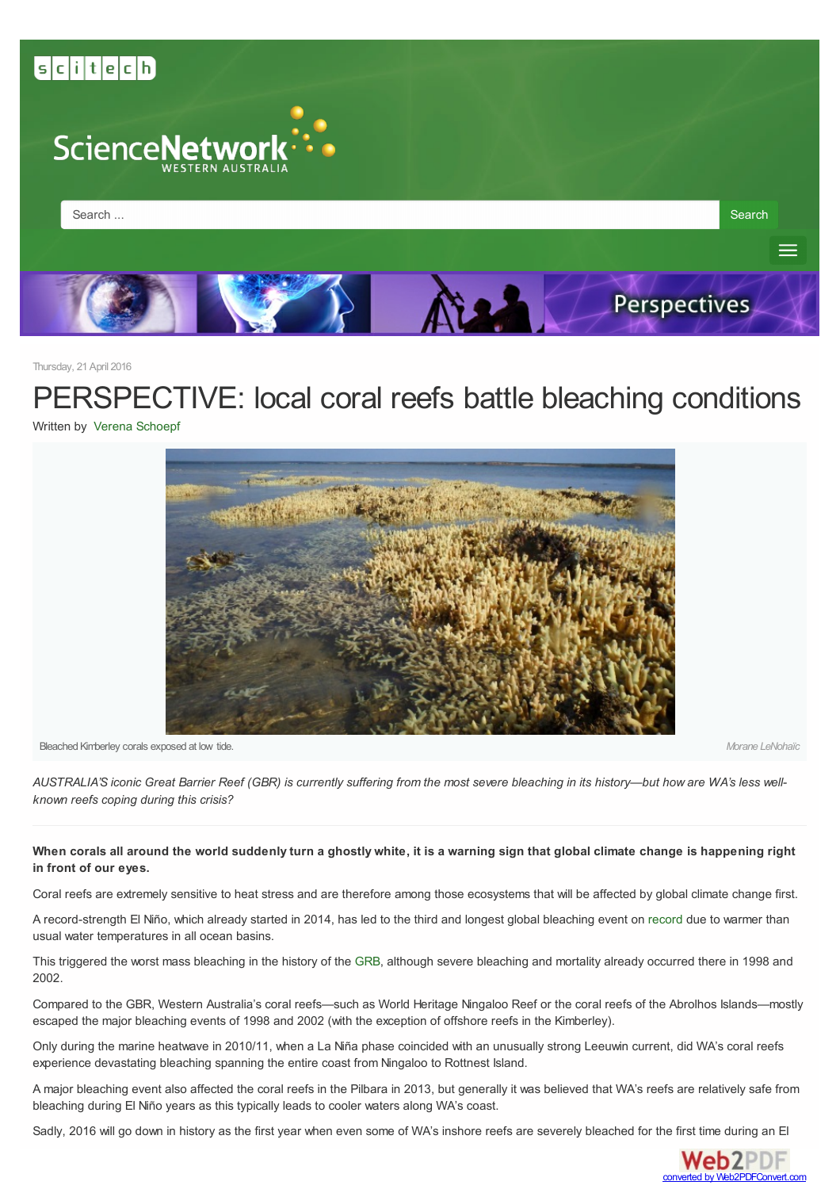Thursday, 21 April 2016

# PERSPECTIVE: local coral reefs battle bleaching conditions

Written by Verena Schoepf

Bleached Kimberley corals exposed at low tide. Morane LeNohaïc

*AUSTRALIA'S iconic Great Barrier Reef (GBR) is currently suffering from the most severe bleaching in its history—but how are WA's less well-known reefs coping during this crisis?*

**When corals all around the world suddenly turn a ghostly white, it is a warning sign that global climate change is happening right in front of our eyes.**

Coral reefs are extremely sensitive to heat stress and are therefore among those ecosystems that will be affected by global climate change first.

A record-strength El Niño, which already started in 2014, has led to the third and longest global bleaching event on record due to warmer than usual water temperatures in all ocean basins.

This triggered the worst mass bleaching in the history of the GRB, although severe bleaching and mortality already occurred there in 1998 and 2002.

Compared to the GBR, Western Australia's coral reefs—such as World Heritage Ningaloo Reef or the coral reefs of the Abrolhos Islands—mostly escaped the major bleaching events of 1998 and 2002 (with the exception of offshore reefs in the Kimberley).

Only during the marine heatwave in 2010/11, when a La Niña phase coincided with an unusually strong Leeuwin current, did WA's coral reefs experience devastating bleaching spanning the entire coast from Ningaloo to Rottnest Island.

A major bleaching event also affected the coral reefs in the Pilbara in 2013, but generally it was believed that WA's reefs are relatively safe from bleaching during El Niño years as this typically leads to cooler waters along WA's coast.

Sadly, 2016 will go down in history as the first year when even some of WA's inshore reefs are severely bleached for the first time during an El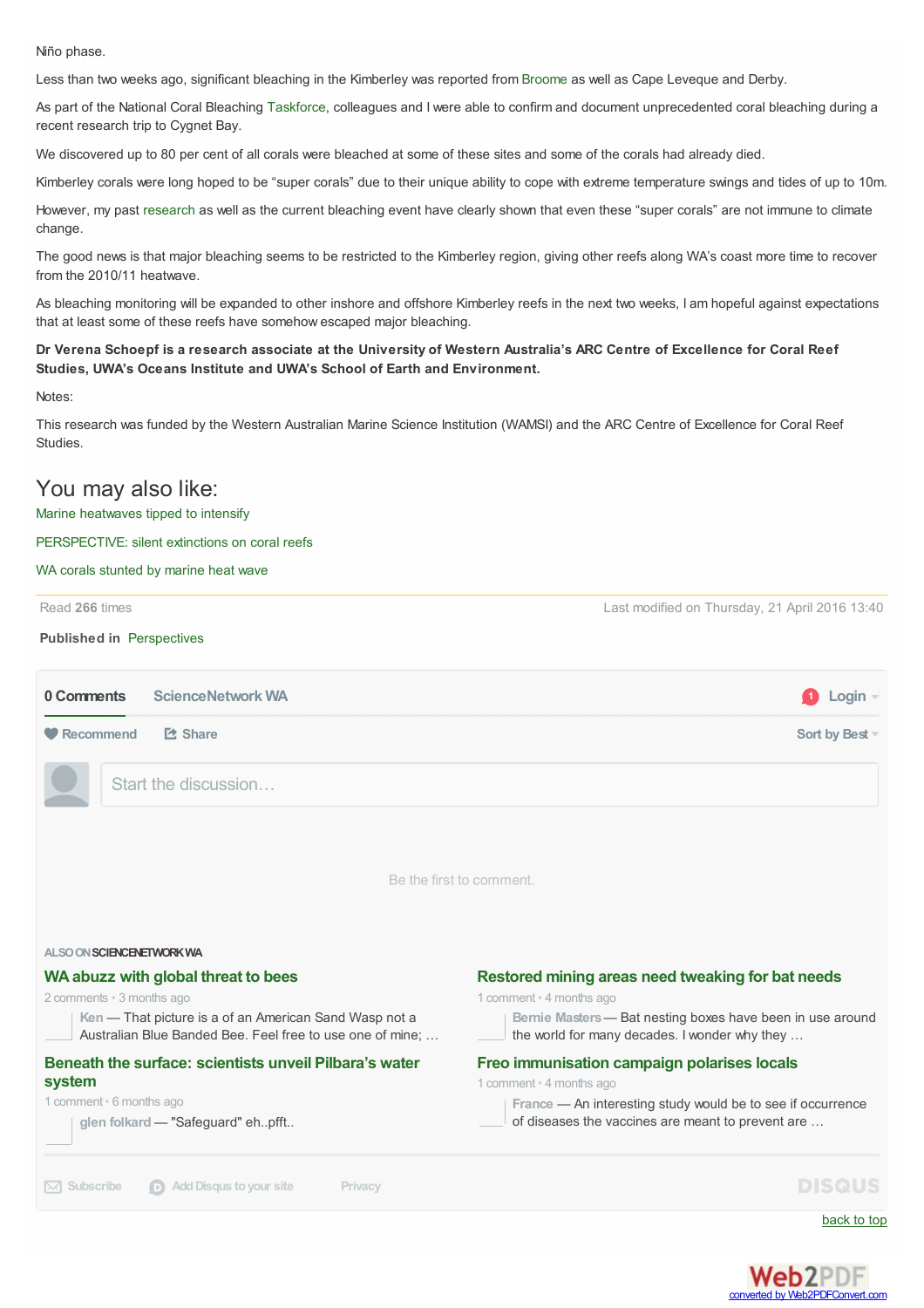Niño phase.

Less than two weeks ago, significant bleaching in the Kimberley was reported from Broome as well as Cape Leveque and Derby.

As part of the National Coral Bleaching Taskforce, colleagues and I were able to confirm and document unprecedented coral bleaching during a recent research trip to Cygnet Bay.

We discovered up to 80 per cent of all corals were bleached at some of these sites and some of the corals had already died.

Kimberley corals were long hoped to be "super corals" due to their unique ability to cope with extreme temperature swings and tides of up to 10m.

However, my past research as well as the current bleaching event have clearly shown that even these "super corals" are not immune to climate change.

The good news is that major bleaching seems to be restricted to the Kimberley region, giving other reefs along WA's coast more time to recover from the 2010/11 heatwave.

As bleaching monitoring will be expanded to other inshore and offshore Kimberley reefs in the next two weeks, I am hopeful against expectations that at least some of these reefs have somehow escaped major bleaching.

**Dr Verena Schoepf is a research associate at the University of Western Australia's ARC Centre of Excellence for Coral Reef Studies, UWA's Oceans Institute and UWA's School of Earth and Environment.**

Notes:

This research was funded by the Western Australian Marine Science Institution (WAMSI) and the ARC Centre of Excellence for Coral Reef Studies.

## You may also like:

Marine heatwaves tipped to intensify

PERSPECTIVE: silent extinctions on coral reefs

WA corals stunted by marine heat wave

Read **266** times

Last modified on Thursday, 21 April 2016 13:40

**Published in** Perspectives

**0 Comments** ScienceNetwork WA

1 Login

Recommend Share Sort by Best

Start the discussion…

Be the first to comment.

ALSO ON SCIENCENETWORK WA

**WA abuzz with global threat to bees**

2 comments • 3 months ago

Ken — That picture is a of an American Sand Wasp not a Australian Blue Banded Bee. Feel free to use one of mine; …

**Restored mining areas need tweaking for bat needs**

1 comment • 4 months ago

Bernie Masters — Bat nesting boxes have been in use around the world for many decades. I wonder why they …

**Beneath the surface: scientists unveil Pilbara's water system**

1 comment • 6 months ago

glen folkard — "Safeguard" eh..pfft..

**Freo immunisation campaign polarises locals**

1 comment • 4 months ago

France — An interesting study would be to see if occurrence of diseases the vaccines are meant to prevent are …

Subscribe Add Disqus to your site Privacy DISQUS

back to top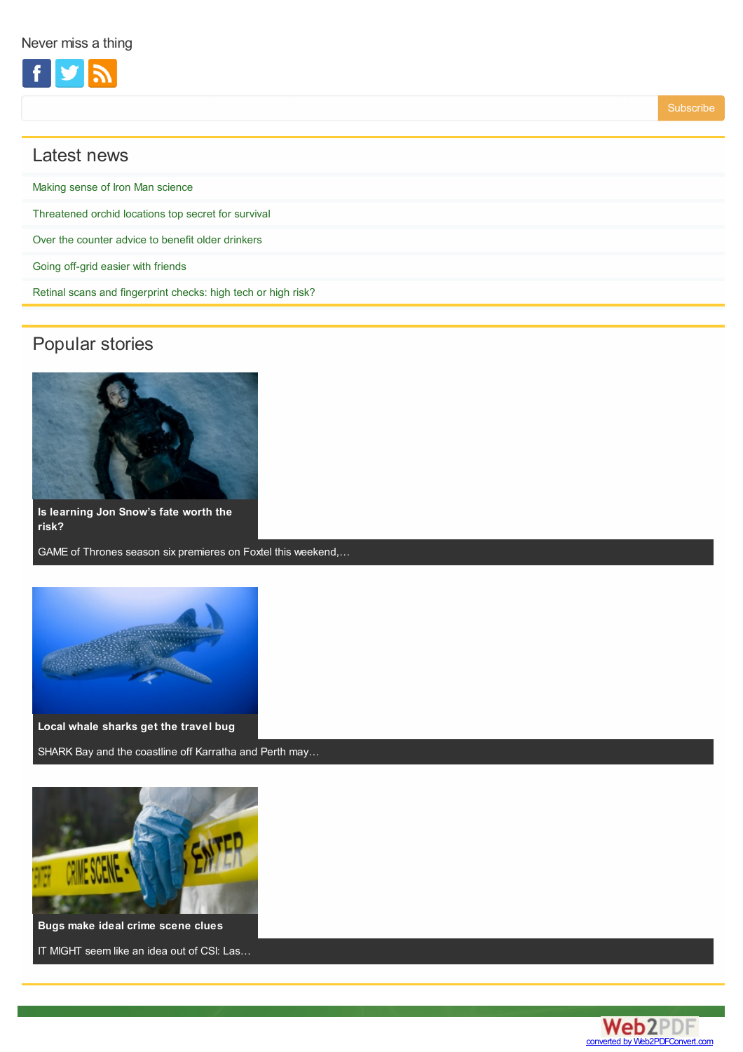Never miss a thing

Subscribe

## Latest news

- Making sense of Iron Man science
- Threatened orchid locations top secret for survival
- Over the counter advice to benefit older drinkers
- Going off-grid easier with friends
- Retinal scans and fingerprint checks: high tech or high risk?

## Popular stories

**Is learning Jon Snow's fate worth the risk?**

GAME of Thrones season six premieres on Foxtel this weekend,…

**Local whale sharks get the travel bug**

SHARK Bay and the coastline off Karratha and Perth may…

**Bugs make ideal crime scene clues**

IT MIGHT seem like an idea out of CSI: Las…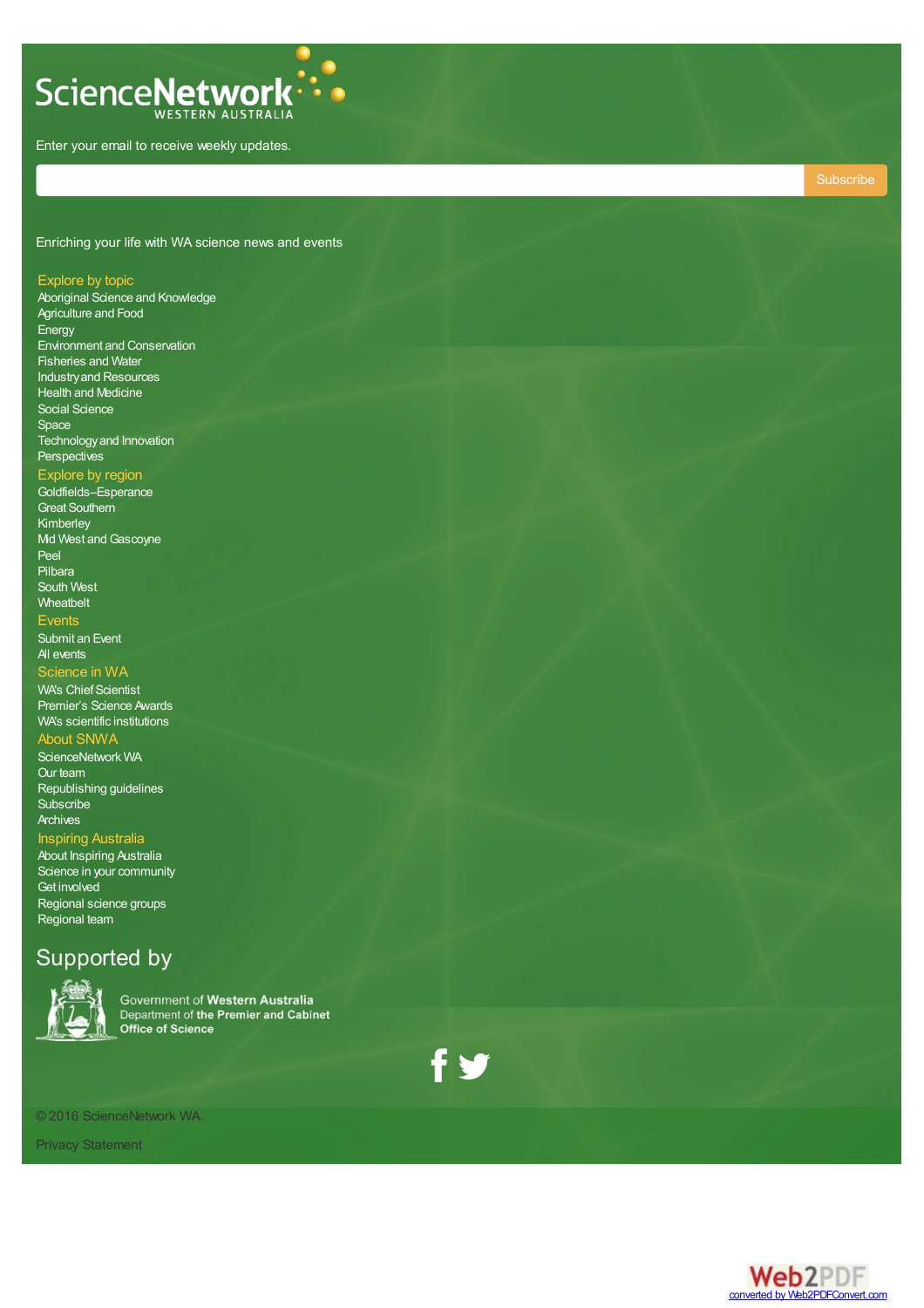ScienceNetwork WESTERN AUSTRALIA

Enter your email to receive weekly updates.

Subscribe

Enriching your life with WA science news and events

**Explore by topic**

- Aboriginal Science and Knowledge
- Agriculture and Food
- Energy
- Environment and Conservation
- Fisheries and Water
- Industry and Resources
- Health and Medicine
- Social Science
- Space
- Technology and Innovation
- Perspectives

**Explore by region**

- Goldfields–Esperance
- Great Southern
- Kimberley
- Mid West and Gascoyne
- Peel
- Pilbara
- South West
- Wheatbelt

**Events**

- Submit an Event
- All events

**Science in WA**

- WA's Chief Scientist
- Premier's Science Awards
- WA's scientific institutions

**About SNWA**

- ScienceNetwork WA
- Our team
- Republishing guidelines
- Subscribe
- Archives

**Inspiring Australia**

- About Inspiring Australia
- Science in your community
- Get involved
- Regional science groups
- Regional team

## Supported by

Government of **Western Australia**
Department of **the Premier and Cabinet**
**Office of Science**

© 2016 ScienceNetwork WA.

Privacy Statement

converted by Web2PDFConvert.com